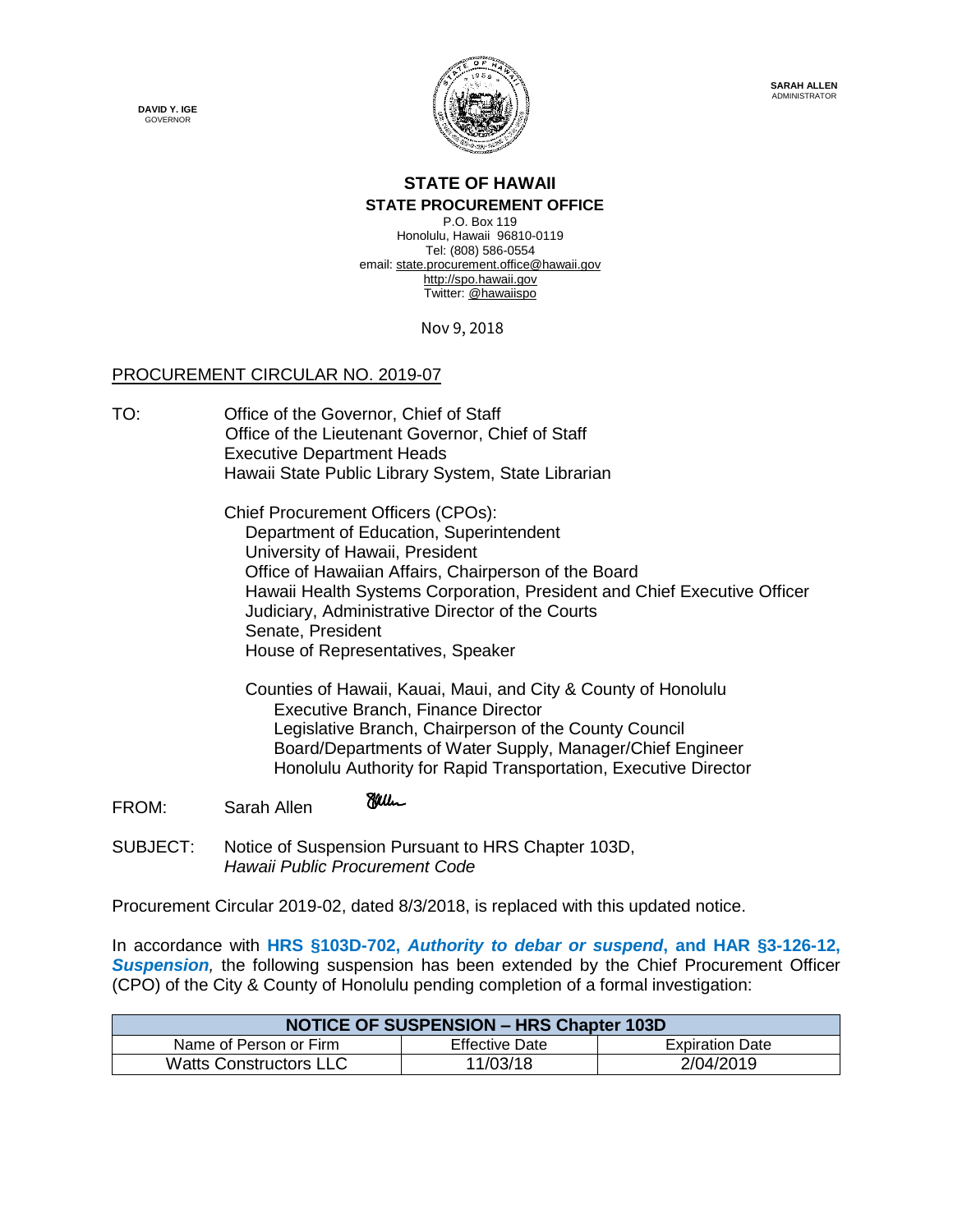**DAVID Y. IGE**
GOVERNOR

**SARAH ALLEN**
ADMINISTRATOR

## STATE OF HAWAII
### STATE PROCUREMENT OFFICE

P.O. Box 119
Honolulu, Hawaii 96810-0119
Tel: (808) 586-0554
email: state.procurement.office@hawaii.gov
http://spo.hawaii.gov
Twitter: @hawaiispo

Nov 9, 2018

PROCUREMENT CIRCULAR NO. 2019-07

TO: Office of the Governor, Chief of Staff
Office of the Lieutenant Governor, Chief of Staff
Executive Department Heads
Hawaii State Public Library System, State Librarian

Chief Procurement Officers (CPOs):
Department of Education, Superintendent
University of Hawaii, President
Office of Hawaiian Affairs, Chairperson of the Board
Hawaii Health Systems Corporation, President and Chief Executive Officer
Judiciary, Administrative Director of the Courts
Senate, President
House of Representatives, Speaker

Counties of Hawaii, Kauai, Maui, and City & County of Honolulu
Executive Branch, Finance Director
Legislative Branch, Chairperson of the County Council
Board/Departments of Water Supply, Manager/Chief Engineer
Honolulu Authority for Rapid Transportation, Executive Director

FROM: Sarah Allen

SUBJECT: Notice of Suspension Pursuant to HRS Chapter 103D, *Hawaii Public Procurement Code*

Procurement Circular 2019-02, dated 8/3/2018, is replaced with this updated notice.

In accordance with **HRS §103D-702, *Authority to debar or suspend*, and HAR §3-126-12, *Suspension*,** the following suspension has been extended by the Chief Procurement Officer (CPO) of the City & County of Honolulu pending completion of a formal investigation:

| NOTICE OF SUSPENSION – HRS Chapter 103D | | |
|---|---|---|
| Name of Person or Firm | Effective Date | Expiration Date |
| Watts Constructors LLC | 11/03/18 | 2/04/2019 |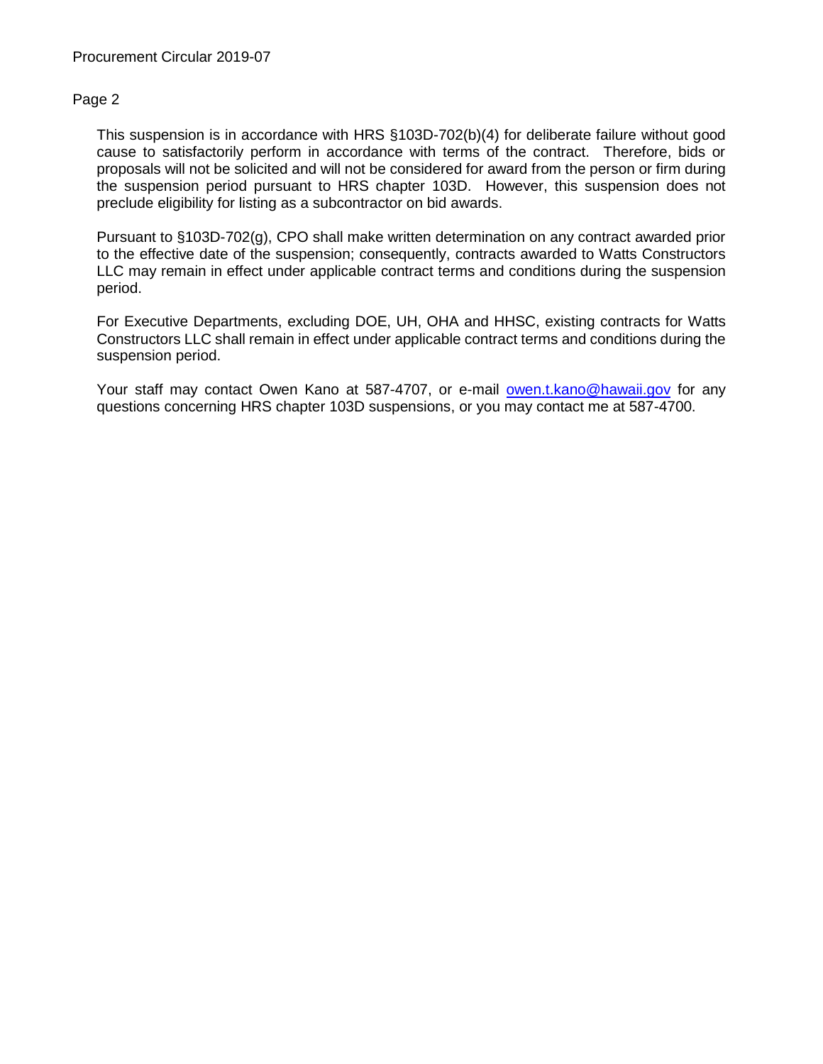This suspension is in accordance with HRS §103D-702(b)(4) for deliberate failure without good cause to satisfactorily perform in accordance with terms of the contract. Therefore, bids or proposals will not be solicited and will not be considered for award from the person or firm during the suspension period pursuant to HRS chapter 103D. However, this suspension does not preclude eligibility for listing as a subcontractor on bid awards.

Pursuant to §103D-702(g), CPO shall make written determination on any contract awarded prior to the effective date of the suspension; consequently, contracts awarded to Watts Constructors LLC may remain in effect under applicable contract terms and conditions during the suspension period.

For Executive Departments, excluding DOE, UH, OHA and HHSC, existing contracts for Watts Constructors LLC shall remain in effect under applicable contract terms and conditions during the suspension period.

Your staff may contact Owen Kano at 587-4707, or e-mail owen.t.kano@hawaii.gov for any questions concerning HRS chapter 103D suspensions, or you may contact me at 587-4700.